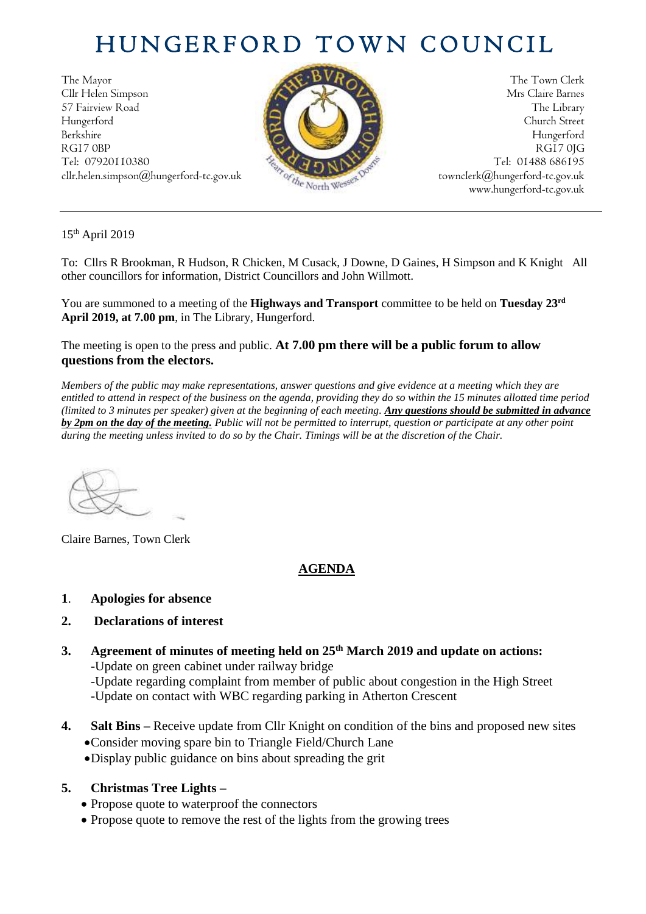# HUNGERFORD TOWN COUNCIL

The Mayor
Cllr Helen Simpson
57 Fairview Road
Hungerford
Berkshire
RG17 0BP
Tel: 07920110380
cllr.helen.simpson@hungerford-tc.gov.uk

The Town Clerk
Mrs Claire Barnes
The Library
Church Street
Hungerford
RG17 0JG
Tel: 01488 686195
townclerk@hungerford-tc.gov.uk
www.hungerford-tc.gov.uk

---

15th April 2019

To: Cllrs R Brookman, R Hudson, R Chicken, M Cusack, J Downe, D Gaines, H Simpson and K Knight All other councillors for information, District Councillors and John Willmott.

You are summoned to a meeting of the **Highways and Transport** committee to be held on **Tuesday 23rd April 2019, at 7.00 pm**, in The Library, Hungerford.

The meeting is open to the press and public. **At 7.00 pm there will be a public forum to allow questions from the electors.**

*Members of the public may make representations, answer questions and give evidence at a meeting which they are entitled to attend in respect of the business on the agenda, providing they do so within the 15 minutes allotted time period (limited to 3 minutes per speaker) given at the beginning of each meeting. **Any questions should be submitted in advance by 2pm on the day of the meeting.** Public will not be permitted to interrupt, question or participate at any other point during the meeting unless invited to do so by the Chair. Timings will be at the discretion of the Chair.*

Claire Barnes, Town Clerk

## AGENDA

**1. Apologies for absence**

**2. Declarations of interest**

**3. Agreement of minutes of meeting held on 25th March 2019 and update on actions:**
- Update on green cabinet under railway bridge
- Update regarding complaint from member of public about congestion in the High Street
- Update on contact with WBC regarding parking in Atherton Crescent

**4. Salt Bins –** Receive update from Cllr Knight on condition of the bins and proposed new sites
- Consider moving spare bin to Triangle Field/Church Lane
- Display public guidance on bins about spreading the grit

**5. Christmas Tree Lights –**
- Propose quote to waterproof the connectors
- Propose quote to remove the rest of the lights from the growing trees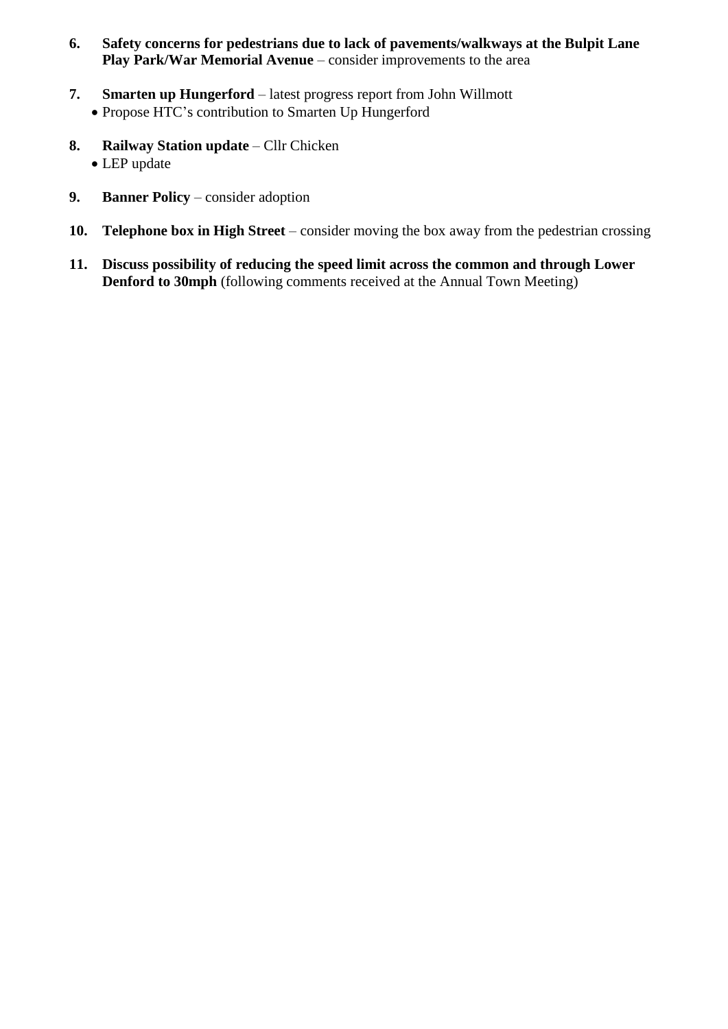6. **Safety concerns for pedestrians due to lack of pavements/walkways at the Bulpit Lane Play Park/War Memorial Avenue** – consider improvements to the area

7. **Smarten up Hungerford** – latest progress report from John Willmott
   - Propose HTC's contribution to Smarten Up Hungerford

8. **Railway Station update** – Cllr Chicken
   - LEP update

9. **Banner Policy** – consider adoption

10. **Telephone box in High Street** – consider moving the box away from the pedestrian crossing

11. **Discuss possibility of reducing the speed limit across the common and through Lower Denford to 30mph** (following comments received at the Annual Town Meeting)